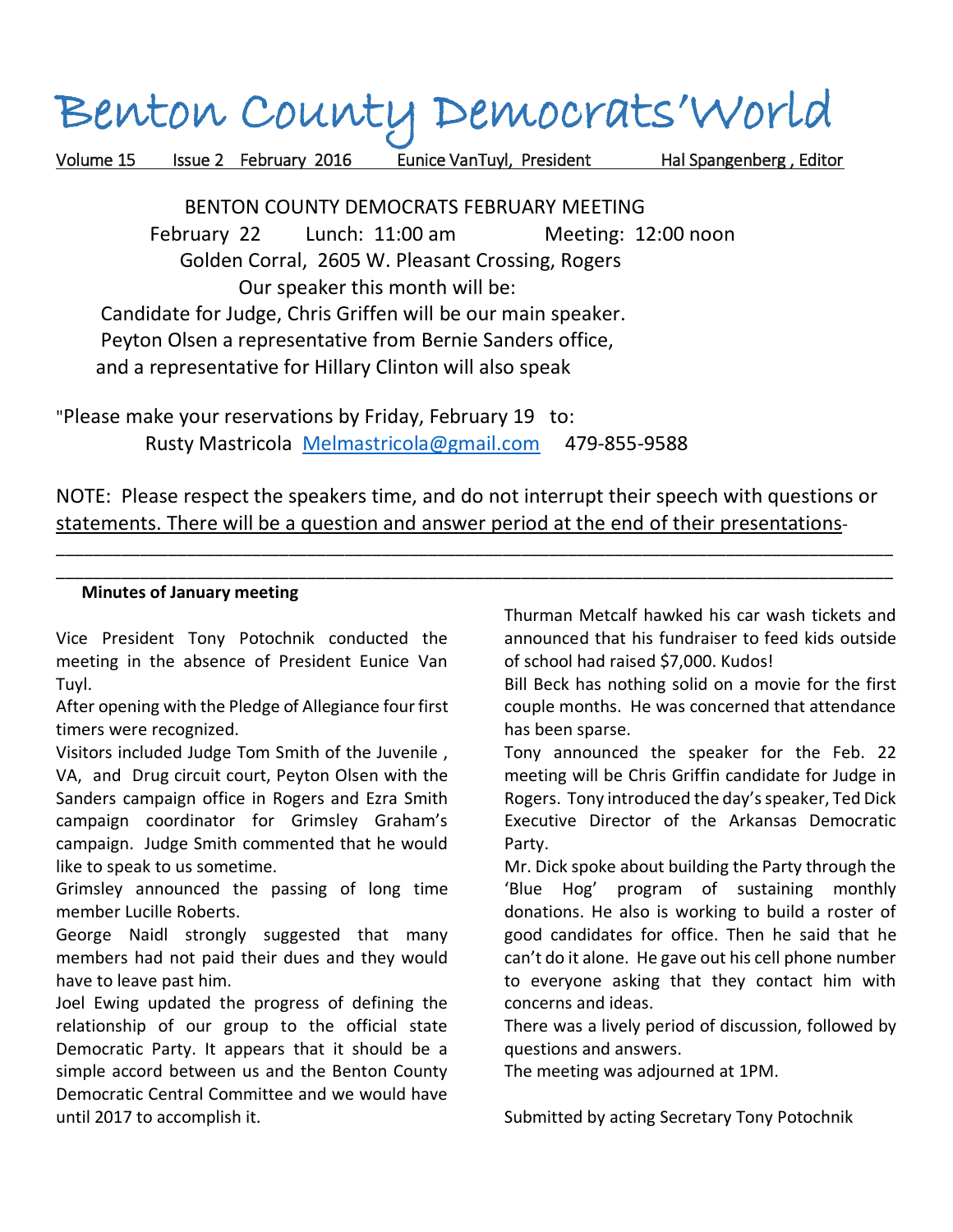# Benton County Democrats'World

Volume 15 Issue 2 February 2016 Eunice VanTuyl, President Hal Spangenberg , Editor

BENTON COUNTY DEMOCRATS FEBRUARY MEETING

February 22 Lunch: 11:00 am Meeting: 12:00 noon

Golden Corral, 2605 W. Pleasant Crossing, Rogers

Our speaker this month will be:

Candidate for Judge, Chris Griffen will be our main speaker.

Peyton Olsen a representative from Bernie Sanders office,

and a representative for Hillary Clinton will also speak

"Please make your reservations by Friday, February 19 to:

Rusty Mastricola Melmastricola@gmail.com 479-855-9588

NOTE: Please respect the speakers time, and do not interrupt their speech with questions or statements. There will be a question and answer period at the end of their presentations-

---

**Minutes of January meeting**

Vice President Tony Potochnik conducted the meeting in the absence of President Eunice Van Tuyl.

After opening with the Pledge of Allegiance four first timers were recognized.

Visitors included Judge Tom Smith of the Juvenile , VA, and Drug circuit court, Peyton Olsen with the Sanders campaign office in Rogers and Ezra Smith campaign coordinator for Grimsley Graham's campaign. Judge Smith commented that he would like to speak to us sometime.

Grimsley announced the passing of long time member Lucille Roberts.

George Naidl strongly suggested that many members had not paid their dues and they would have to leave past him.

Joel Ewing updated the progress of defining the relationship of our group to the official state Democratic Party. It appears that it should be a simple accord between us and the Benton County Democratic Central Committee and we would have until 2017 to accomplish it.

Thurman Metcalf hawked his car wash tickets and announced that his fundraiser to feed kids outside of school had raised $7,000. Kudos!

Bill Beck has nothing solid on a movie for the first couple months. He was concerned that attendance has been sparse.

Tony announced the speaker for the Feb. 22 meeting will be Chris Griffin candidate for Judge in Rogers. Tony introduced the day's speaker, Ted Dick Executive Director of the Arkansas Democratic Party.

Mr. Dick spoke about building the Party through the 'Blue Hog' program of sustaining monthly donations. He also is working to build a roster of good candidates for office. Then he said that he can't do it alone. He gave out his cell phone number to everyone asking that they contact him with concerns and ideas.

There was a lively period of discussion, followed by questions and answers.

The meeting was adjourned at 1PM.

Submitted by acting Secretary Tony Potochnik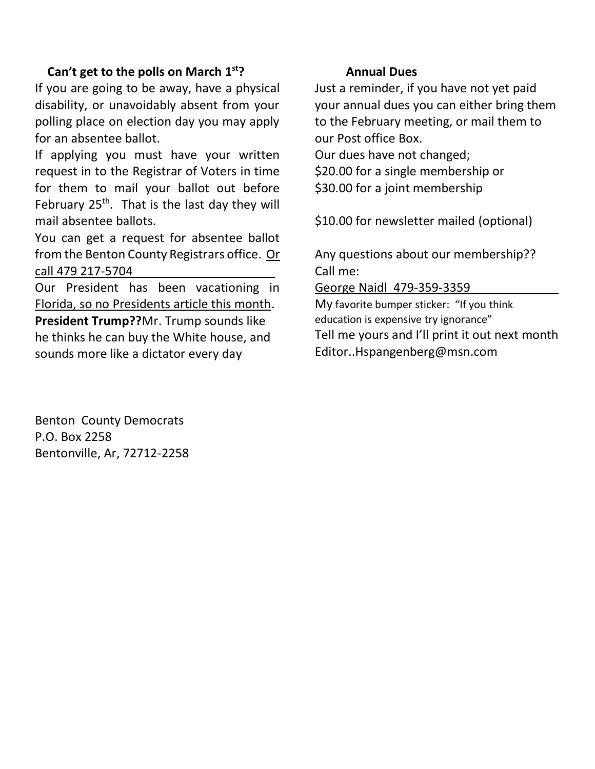**Can't get to the polls on March 1st?**

If you are going to be away, have a physical disability, or unavoidably absent from your polling place on election day you may apply for an absentee ballot.

If applying you must have your written request in to the Registrar of Voters in time for them to mail your ballot out before February 25th. That is the last day they will mail absentee ballots.

You can get a request for absentee ballot from the Benton County Registrars office. Or call 479 217-5704

Our President has been vacationing in Florida, so no Presidents article this month.

**President Trump??** Mr. Trump sounds like he thinks he can buy the White house, and sounds more like a dictator every day

**Annual Dues**

Just a reminder, if you have not yet paid your annual dues you can either bring them to the February meeting, or mail them to our Post office Box.

Our dues have not changed;
$20.00 for a single membership or
$30.00 for a joint membership

$10.00 for newsletter mailed (optional)

Any questions about our membership??
Call me:
George Naidl 479-359-3359

My favorite bumper sticker: "If you think education is expensive try ignorance"
Tell me yours and I'll print it out next month
Editor..Hspangenberg@msn.com

Benton County Democrats
P.O. Box 2258
Bentonville, Ar, 72712-2258